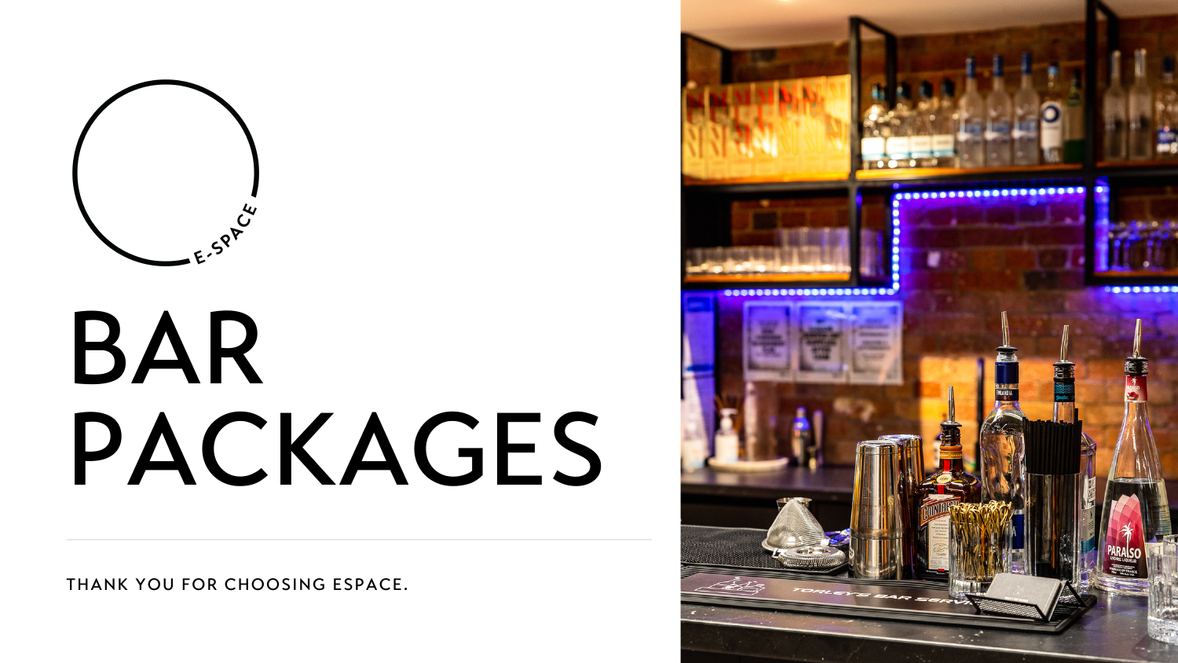E-SPACE

# BAR PACKAGES

---

THANK YOU FOR CHOOSING ESPACE.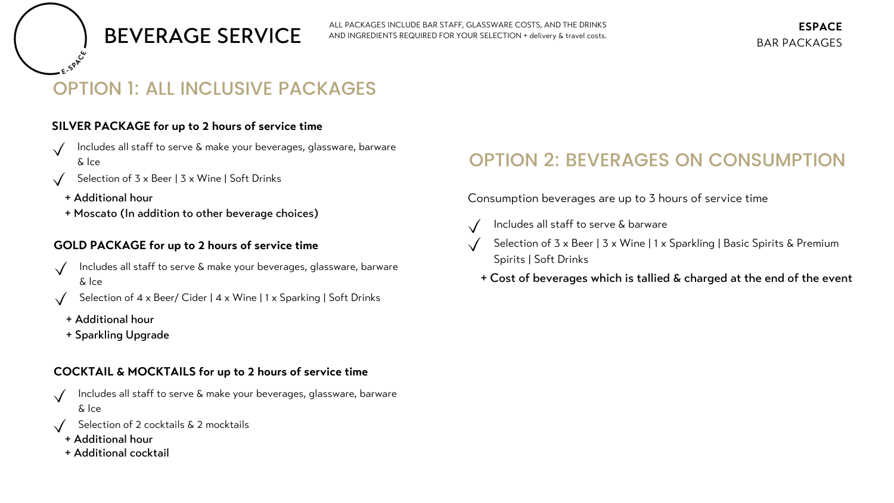# BEVERAGE SERVICE

ALL PACKAGES INCLUDE BAR STAFF, GLASSWARE COSTS, AND THE DRINKS AND INGREDIENTS REQUIRED FOR YOUR SELECTION + delivery & travel costs.

**ESPACE**
BAR PACKAGES

## OPTION 1: ALL INCLUSIVE PACKAGES

### SILVER PACKAGE for up to 2 hours of service time

- Includes all staff to serve & make your beverages, glassware, barware & Ice
- Selection of 3 x Beer | 3 x Wine | Soft Drinks

**+ Additional hour**
**+ Moscato (In addition to other beverage choices)**

### GOLD PACKAGE for up to 2 hours of service time

- Includes all staff to serve & make your beverages, glassware, barware & Ice
- Selection of 4 x Beer/ Cider | 4 x Wine | 1 x Sparking | Soft Drinks

**+ Additional hour**
**+ Sparkling Upgrade**

### COCKTAIL & MOCKTAILS for up to 2 hours of service time

- Includes all staff to serve & make your beverages, glassware, barware & Ice
- Selection of 2 cocktails & 2 mocktails

**+ Additional hour**
**+ Additional cocktail**

## OPTION 2: BEVERAGES ON CONSUMPTION

Consumption beverages are up to 3 hours of service time

- Includes all staff to serve & barware
- Selection of 3 x Beer | 3 x Wine | 1 x Sparkling | Basic Spirits & Premium Spirits | Soft Drinks

**+ Cost of beverages which is tallied & charged at the end of the event**